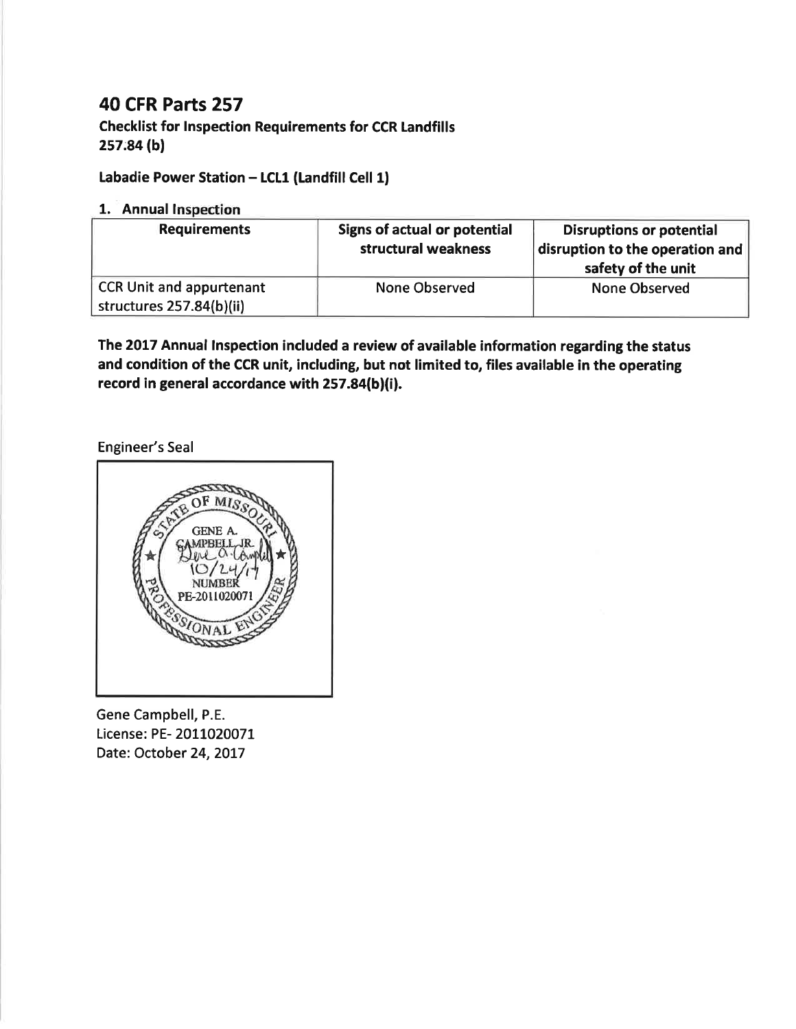# 40 CFR Parts 257

**Checklist for Inspection Requirements for CCR Landfills**
**257.84 (b)**

**Labadie Power Station – LCL1 (Landfill Cell 1)**

**1. Annual Inspection**

| Requirements | Signs of actual or potential structural weakness | Disruptions or potential disruption to the operation and safety of the unit |
|---|---|---|
| CCR Unit and appurtenant structures 257.84(b)(ii) | None Observed | None Observed |

**The 2017 Annual Inspection included a review of available information regarding the status and condition of the CCR unit, including, but not limited to, files available in the operating record in general accordance with 257.84(b)(i).**

Engineer's Seal

STATE OF MISSOURI
GENE A. CAMPBELL JR.
10/24/17
NUMBER
PE-2011020071
PROFESSIONAL ENGINEER

Gene Campbell, P.E.
License: PE- 2011020071
Date: October 24, 2017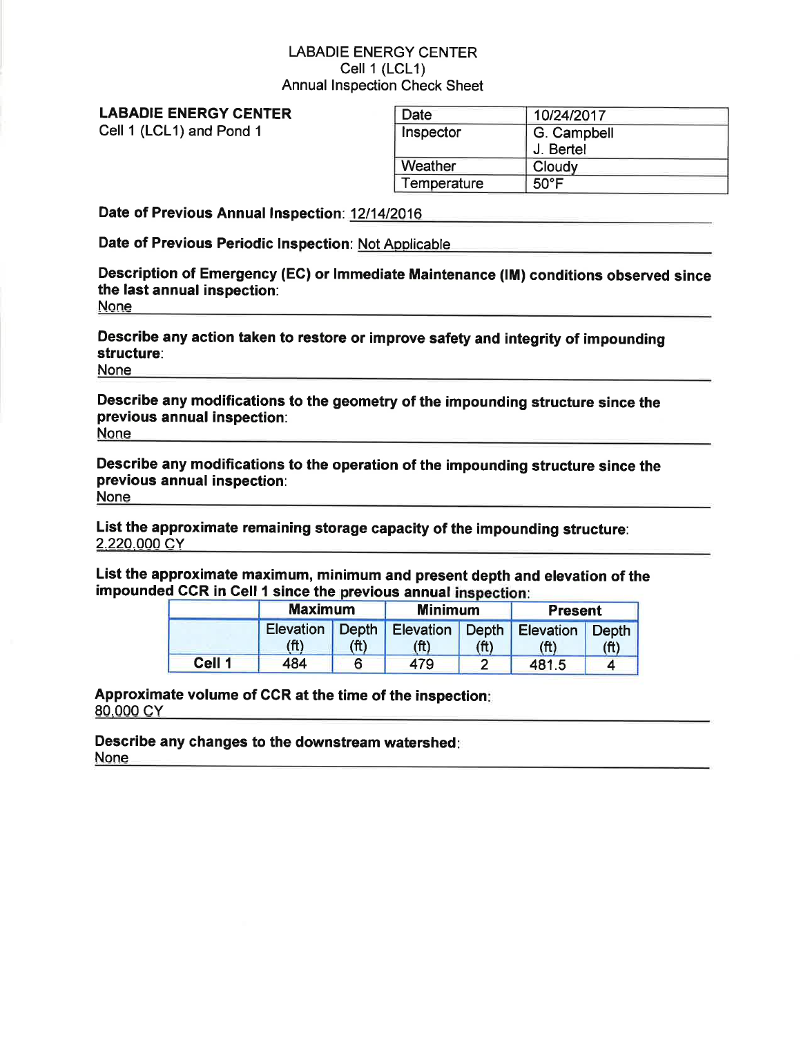LABADIE ENERGY CENTER
Cell 1 (LCL1)
Annual Inspection Check Sheet

**LABADIE ENERGY CENTER**
Cell 1 (LCL1) and Pond 1

| | |
|---|---|
| Date | 10/24/2017 |
| Inspector | G. Campbell<br>J. Bertel |
| Weather | Cloudy |
| Temperature | 50°F |

**Date of Previous Annual Inspection**: 12/14/2016

**Date of Previous Periodic Inspection**: Not Applicable

**Description of Emergency (EC) or Immediate Maintenance (IM) conditions observed since the last annual inspection**:
None

**Describe any action taken to restore or improve safety and integrity of impounding structure**:
None

**Describe any modifications to the geometry of the impounding structure since the previous annual inspection**:
None

**Describe any modifications to the operation of the impounding structure since the previous annual inspection**:
None

**List the approximate remaining storage capacity of the impounding structure**:
2,220,000 CY

**List the approximate maximum, minimum and present depth and elevation of the impounded CCR in Cell 1 since the previous annual inspection**:

| | Maximum | | Minimum | | Present | |
|---|---|---|---|---|---|---|
| | Elevation (ft) | Depth (ft) | Elevation (ft) | Depth (ft) | Elevation (ft) | Depth (ft) |
| **Cell 1** | 484 | 6 | 479 | 2 | 481.5 | 4 |

**Approximate volume of CCR at the time of the inspection**:
80,000 CY

**Describe any changes to the downstream watershed**:
None